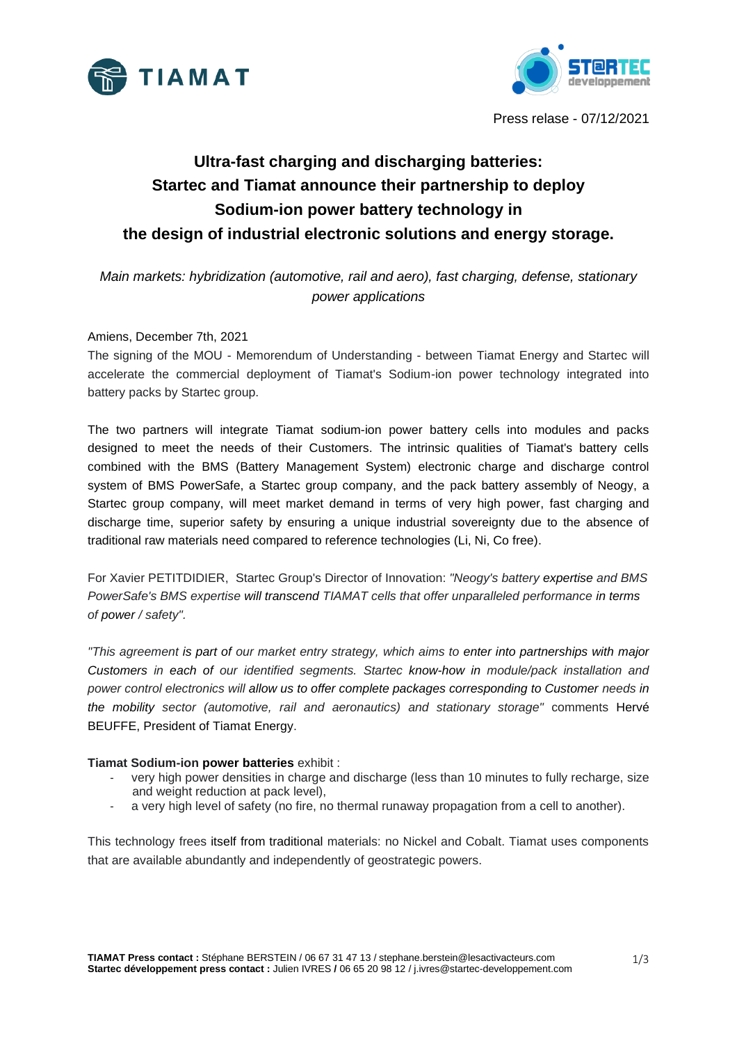Press relase - 07/12/2021

# Ultra-fast charging and discharging batteries: Startec and Tiamat announce their partnership to deploy Sodium-ion power battery technology in the design of industrial electronic solutions and energy storage.

*Main markets: hybridization (automotive, rail and aero), fast charging, defense, stationary power applications*

Amiens, December 7th, 2021

The signing of the MOU - Memorendum of Understanding - between Tiamat Energy and Startec will accelerate the commercial deployment of Tiamat's Sodium-ion power technology integrated into battery packs by Startec group.

The two partners will integrate Tiamat sodium-ion power battery cells into modules and packs designed to meet the needs of their Customers. The intrinsic qualities of Tiamat's battery cells combined with the BMS (Battery Management System) electronic charge and discharge control system of BMS PowerSafe, a Startec group company, and the pack battery assembly of Neogy, a Startec group company, will meet market demand in terms of very high power, fast charging and discharge time, superior safety by ensuring a unique industrial sovereignty due to the absence of traditional raw materials need compared to reference technologies (Li, Ni, Co free).

For Xavier PETITDIDIER, Startec Group's Director of Innovation: *"Neogy's battery expertise and BMS PowerSafe's BMS expertise will transcend TIAMAT cells that offer unparalleled performance in terms of power / safety".*

*"This agreement is part of our market entry strategy, which aims to enter into partnerships with major Customers in each of our identified segments. Startec know-how in module/pack installation and power control electronics will allow us to offer complete packages corresponding to Customer needs in the mobility sector (automotive, rail and aeronautics) and stationary storage"* comments Hervé BEUFFE, President of Tiamat Energy.

**Tiamat Sodium-ion power batteries** exhibit :

- very high power densities in charge and discharge (less than 10 minutes to fully recharge, size and weight reduction at pack level),
- a very high level of safety (no fire, no thermal runaway propagation from a cell to another).

This technology frees itself from traditional materials: no Nickel and Cobalt. Tiamat uses components that are available abundantly and independently of geostrategic powers.

**TIAMAT Press contact :** Stéphane BERSTEIN / 06 67 31 47 13 / stephane.berstein@lesactivacteurs.com
**Startec développement press contact :** Julien IVRES / 06 65 20 98 12 / j.ivres@startec-developpement.com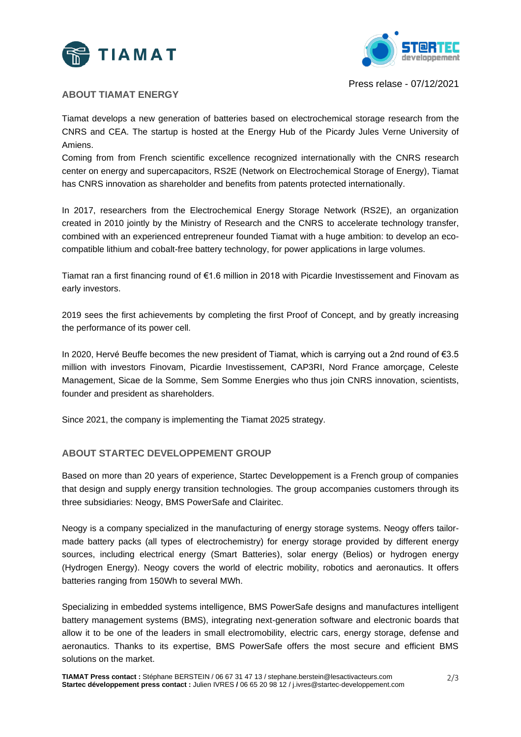Press relase - 07/12/2021

## ABOUT TIAMAT ENERGY

Tiamat develops a new generation of batteries based on electrochemical storage research from the CNRS and CEA. The startup is hosted at the Energy Hub of the Picardy Jules Verne University of Amiens.

Coming from from French scientific excellence recognized internationally with the CNRS research center on energy and supercapacitors, RS2E (Network on Electrochemical Storage of Energy), Tiamat has CNRS innovation as shareholder and benefits from patents protected internationally.

In 2017, researchers from the Electrochemical Energy Storage Network (RS2E), an organization created in 2010 jointly by the Ministry of Research and the CNRS to accelerate technology transfer, combined with an experienced entrepreneur founded Tiamat with a huge ambition: to develop an eco-compatible lithium and cobalt-free battery technology, for power applications in large volumes.

Tiamat ran a first financing round of €1.6 million in 2018 with Picardie Investissement and Finovam as early investors.

2019 sees the first achievements by completing the first Proof of Concept, and by greatly increasing the performance of its power cell.

In 2020, Hervé Beuffe becomes the new president of Tiamat, which is carrying out a 2nd round of €3.5 million with investors Finovam, Picardie Investissement, CAP3RI, Nord France amorçage, Celeste Management, Sicae de la Somme, Sem Somme Energies who thus join CNRS innovation, scientists, founder and president as shareholders.

Since 2021, the company is implementing the Tiamat 2025 strategy.

## ABOUT STARTEC DEVELOPPEMENT GROUP

Based on more than 20 years of experience, Startec Developpement is a French group of companies that design and supply energy transition technologies. The group accompanies customers through its three subsidiaries: Neogy, BMS PowerSafe and Clairitec.

Neogy is a company specialized in the manufacturing of energy storage systems. Neogy offers tailor-made battery packs (all types of electrochemistry) for energy storage provided by different energy sources, including electrical energy (Smart Batteries), solar energy (Belios) or hydrogen energy (Hydrogen Energy). Neogy covers the world of electric mobility, robotics and aeronautics. It offers batteries ranging from 150Wh to several MWh.

Specializing in embedded systems intelligence, BMS PowerSafe designs and manufactures intelligent battery management systems (BMS), integrating next-generation software and electronic boards that allow it to be one of the leaders in small electromobility, electric cars, energy storage, defense and aeronautics. Thanks to its expertise, BMS PowerSafe offers the most secure and efficient BMS solutions on the market.

**TIAMAT Press contact :** Stéphane BERSTEIN / 06 67 31 47 13 / stephane.berstein@lesactivacteurs.com
**Startec développement press contact :** Julien IVRES **/** 06 65 20 98 12 / j.ivres@startec-developpement.com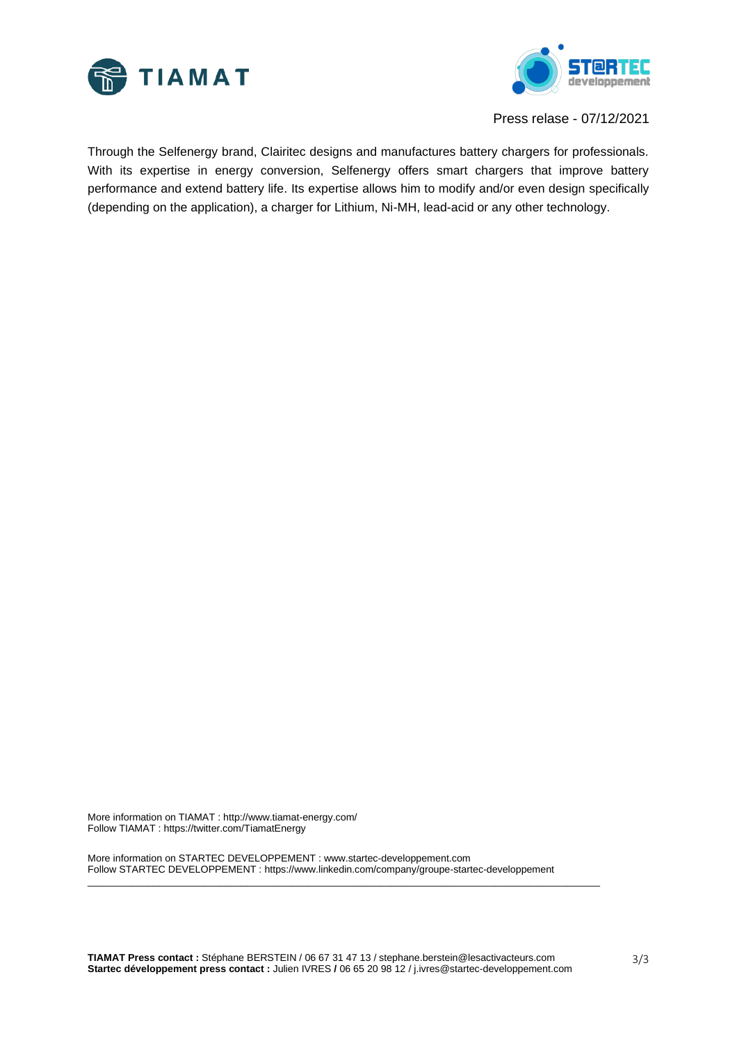Press relase - 07/12/2021

Through the Selfenergy brand, Clairitec designs and manufactures battery chargers for professionals. With its expertise in energy conversion, Selfenergy offers smart chargers that improve battery performance and extend battery life. Its expertise allows him to modify and/or even design specifically (depending on the application), a charger for Lithium, Ni-MH, lead-acid or any other technology.

More information on TIAMAT : http://www.tiamat-energy.com/
Follow TIAMAT : https://twitter.com/TiamatEnergy

More information on STARTEC DEVELOPPEMENT : www.startec-developpement.com
Follow STARTEC DEVELOPPEMENT : https://www.linkedin.com/company/groupe-startec-developpement

---

**TIAMAT Press contact :** Stéphane BERSTEIN / 06 67 31 47 13 / stephane.berstein@lesactivacteurs.com
**Startec développement press contact :** Julien IVRES **/** 06 65 20 98 12 / j.ivres@startec-developpement.com